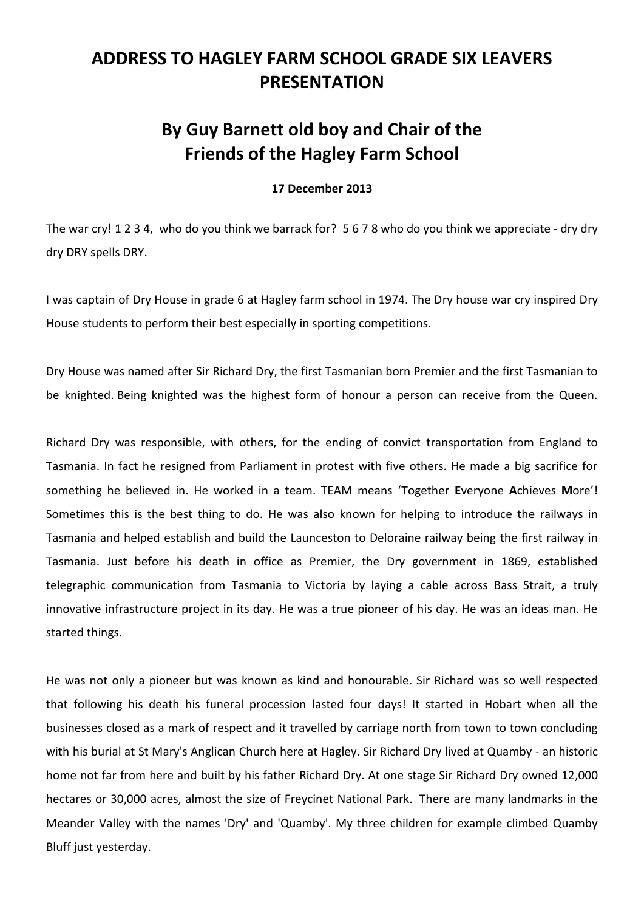# ADDRESS TO HAGLEY FARM SCHOOL GRADE SIX LEAVERS PRESENTATION

## By Guy Barnett old boy and Chair of the Friends of the Hagley Farm School

**17 December 2013**

The war cry! 1 2 3 4, who do you think we barrack for? 5 6 7 8 who do you think we appreciate - dry dry dry DRY spells DRY.

I was captain of Dry House in grade 6 at Hagley farm school in 1974. The Dry house war cry inspired Dry House students to perform their best especially in sporting competitions.

Dry House was named after Sir Richard Dry, the first Tasmanian born Premier and the first Tasmanian to be knighted. Being knighted was the highest form of honour a person can receive from the Queen.

Richard Dry was responsible, with others, for the ending of convict transportation from England to Tasmania. In fact he resigned from Parliament in protest with five others. He made a big sacrifice for something he believed in. He worked in a team. TEAM means '**T**ogether **E**veryone **A**chieves **M**ore'! Sometimes this is the best thing to do. He was also known for helping to introduce the railways in Tasmania and helped establish and build the Launceston to Deloraine railway being the first railway in Tasmania. Just before his death in office as Premier, the Dry government in 1869, established telegraphic communication from Tasmania to Victoria by laying a cable across Bass Strait, a truly innovative infrastructure project in its day. He was a true pioneer of his day. He was an ideas man. He started things.

He was not only a pioneer but was known as kind and honourable. Sir Richard was so well respected that following his death his funeral procession lasted four days! It started in Hobart when all the businesses closed as a mark of respect and it travelled by carriage north from town to town concluding with his burial at St Mary's Anglican Church here at Hagley. Sir Richard Dry lived at Quamby - an historic home not far from here and built by his father Richard Dry. At one stage Sir Richard Dry owned 12,000 hectares or 30,000 acres, almost the size of Freycinet National Park. There are many landmarks in the Meander Valley with the names 'Dry' and 'Quamby'. My three children for example climbed Quamby Bluff just yesterday.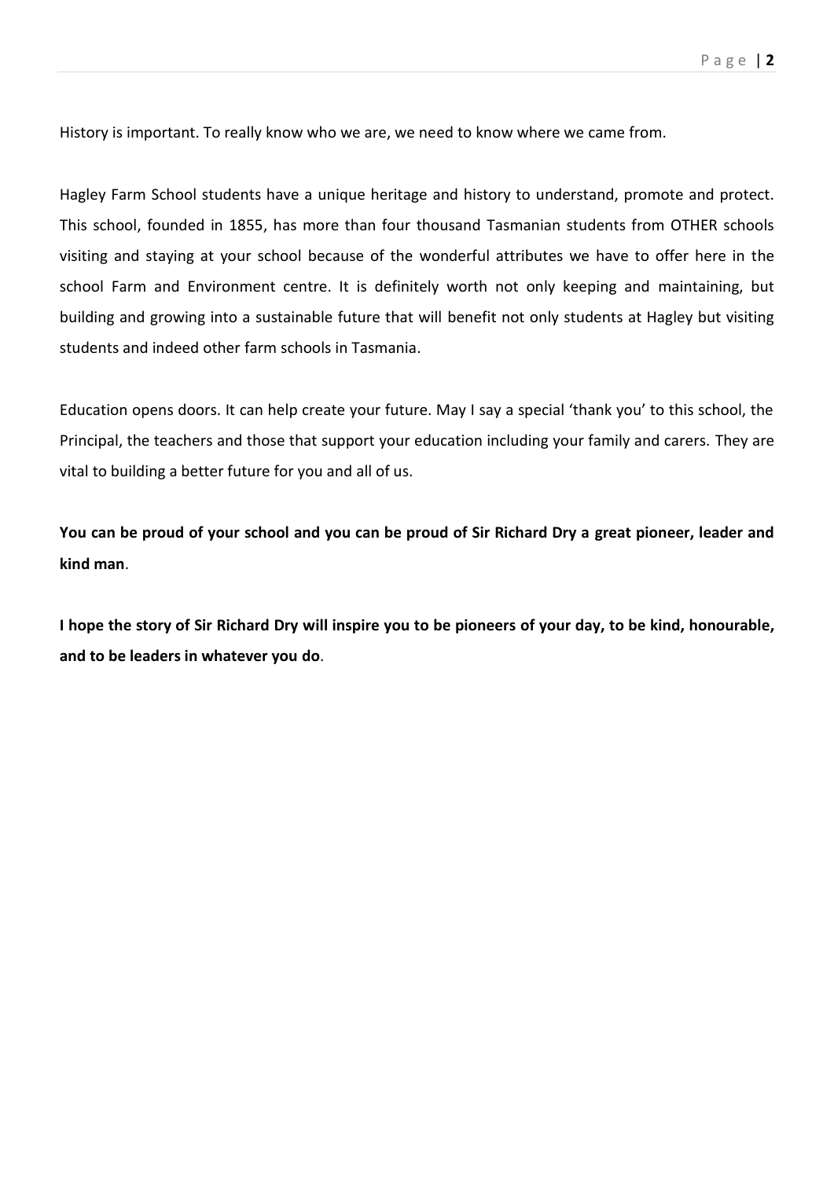History is important. To really know who we are, we need to know where we came from.

Hagley Farm School students have a unique heritage and history to understand, promote and protect. This school, founded in 1855, has more than four thousand Tasmanian students from OTHER schools visiting and staying at your school because of the wonderful attributes we have to offer here in the school Farm and Environment centre. It is definitely worth not only keeping and maintaining, but building and growing into a sustainable future that will benefit not only students at Hagley but visiting students and indeed other farm schools in Tasmania.

Education opens doors. It can help create your future. May I say a special 'thank you' to this school, the Principal, the teachers and those that support your education including your family and carers. They are vital to building a better future for you and all of us.

**You can be proud of your school and you can be proud of Sir Richard Dry a great pioneer, leader and kind man**.

**I hope the story of Sir Richard Dry will inspire you to be pioneers of your day, to be kind, honourable, and to be leaders in whatever you do**.